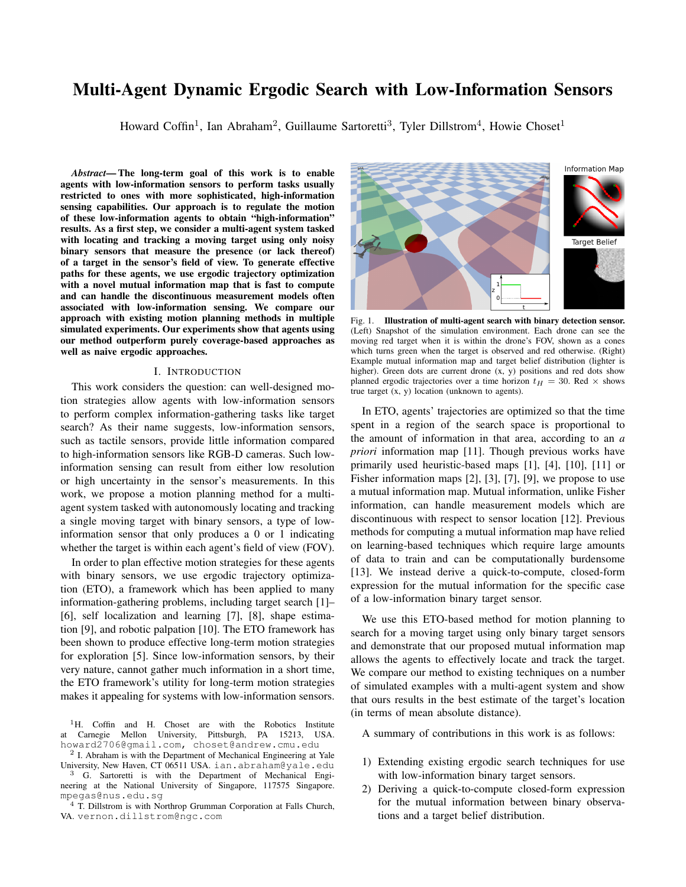# Multi-Agent Dynamic Ergodic Search with Low-Information Sensors

Howard Coffin[1], Ian Abraham[2], Guillaume Sartoretti[3], Tyler Dillstrom[4], Howie Choset[1]

***Abstract*— The long-term goal of this work is to enable agents with low-information sensors to perform tasks usually restricted to ones with more sophisticated, high-information sensing capabilities. Our approach is to regulate the motion of these low-information agents to obtain "high-information" results. As a first step, we consider a multi-agent system tasked with locating and tracking a moving target using only noisy binary sensors that measure the presence (or lack thereof) of a target in the sensor's field of view. To generate effective paths for these agents, we use ergodic trajectory optimization with a novel mutual information map that is fast to compute and can handle the discontinuous measurement models often associated with low-information sensing. We compare our approach with existing motion planning methods in multiple simulated experiments. Our experiments show that agents using our method outperform purely coverage-based approaches as well as naive ergodic approaches.**

## I. Introduction

This work considers the question: can well-designed motion strategies allow agents with low-information sensors to perform complex information-gathering tasks like target search? As their name suggests, low-information sensors, such as tactile sensors, provide little information compared to high-information sensors like RGB-D cameras. Such low-information sensing can result from either low resolution or high uncertainty in the sensor's measurements. In this work, we propose a motion planning method for a multi-agent system tasked with autonomously locating and tracking a single moving target with binary sensors, a type of low-information sensor that only produces a 0 or 1 indicating whether the target is within each agent's field of view (FOV).

In order to plan effective motion strategies for these agents with binary sensors, we use ergodic trajectory optimization (ETO), a framework which has been applied to many information-gathering problems, including target search [1]–[6], self localization and learning [7], [8], shape estimation [9], and robotic palpation [10]. The ETO framework has been shown to produce effective long-term motion strategies for exploration [5]. Since low-information sensors, by their very nature, cannot gather much information in a short time, the ETO framework's utility for long-term motion strategies makes it appealing for systems with low-information sensors.

[1]H. Coffin and H. Choset are with the Robotics Institute at Carnegie Mellon University, Pittsburgh, PA 15213, USA. howard2706@gmail.com, choset@andrew.cmu.edu

[2] I. Abraham is with the Department of Mechanical Engineering at Yale University, New Haven, CT 06511 USA. ian.abraham@yale.edu

[3] G. Sartoretti is with the Department of Mechanical Engineering at the National University of Singapore, 117575 Singapore. mpegas@nus.edu.sg

[4] T. Dillstrom is with Northrop Grumman Corporation at Falls Church, VA. vernon.dillstrom@ngc.com

Fig. 1. **Illustration of multi-agent search with binary detection sensor.** (Left) Snapshot of the simulation environment. Each drone can see the moving red target when it is within the drone's FOV, shown as a cones which turns green when the target is observed and red otherwise. (Right) Example mutual information map and target belief distribution (lighter is higher). Green dots are current drone (x, y) positions and red dots show planned ergodic trajectories over a time horizon $t_H = 30$. Red × shows true target (x, y) location (unknown to agents).

In ETO, agents' trajectories are optimized so that the time spent in a region of the search space is proportional to the amount of information in that area, according to an *a priori* information map [11]. Though previous works have primarily used heuristic-based maps [1], [4], [10], [11] or Fisher information maps [2], [3], [7], [9], we propose to use a mutual information map. Mutual information, unlike Fisher information, can handle measurement models which are discontinuous with respect to sensor location [12]. Previous methods for computing a mutual information map have relied on learning-based techniques which require large amounts of data to train and can be computationally burdensome [13]. We instead derive a quick-to-compute, closed-form expression for the mutual information for the specific case of a low-information binary target sensor.

We use this ETO-based method for motion planning to search for a moving target using only binary target sensors and demonstrate that our proposed mutual information map allows the agents to effectively locate and track the target. We compare our method to existing techniques on a number of simulated examples with a multi-agent system and show that ours results in the best estimate of the target's location (in terms of mean absolute distance).

A summary of contributions in this work is as follows:

1) Extending existing ergodic search techniques for use with low-information binary target sensors.
2) Deriving a quick-to-compute closed-form expression for the mutual information between binary observations and a target belief distribution.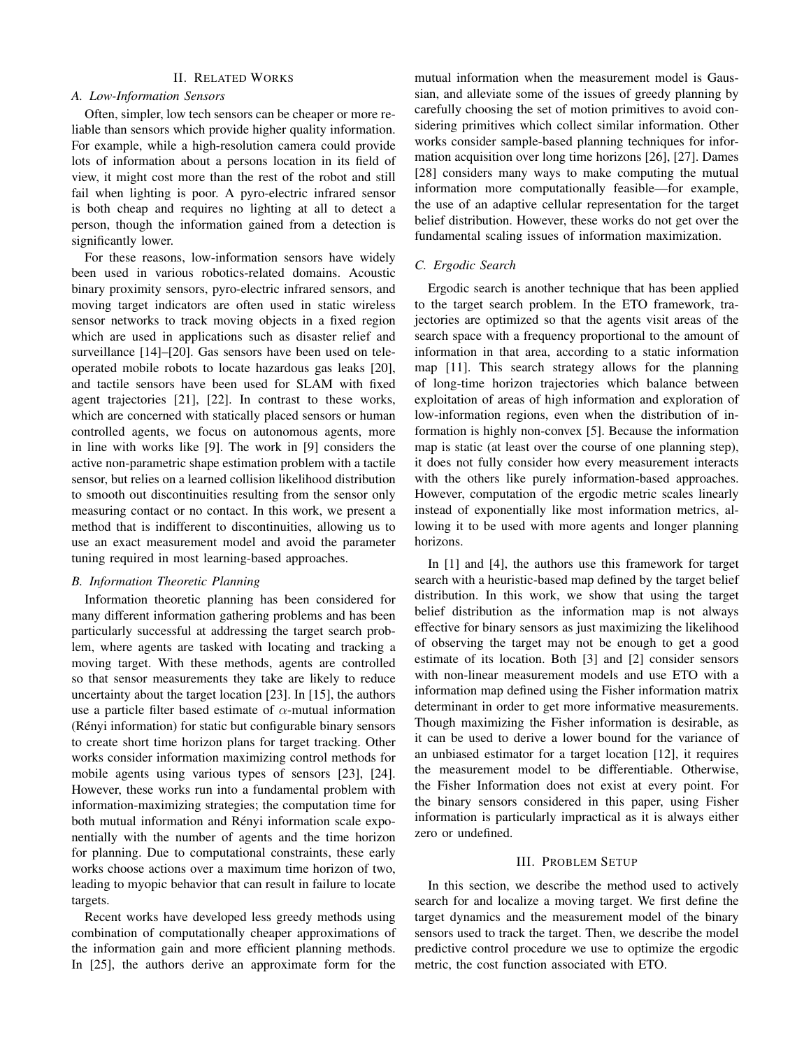## II. Related Works

### A. Low-Information Sensors

Often, simpler, low tech sensors can be cheaper or more reliable than sensors which provide higher quality information. For example, while a high-resolution camera could provide lots of information about a persons location in its field of view, it might cost more than the rest of the robot and still fail when lighting is poor. A pyro-electric infrared sensor is both cheap and requires no lighting at all to detect a person, though the information gained from a detection is significantly lower.

For these reasons, low-information sensors have widely been used in various robotics-related domains. Acoustic binary proximity sensors, pyro-electric infrared sensors, and moving target indicators are often used in static wireless sensor networks to track moving objects in a fixed region which are used in applications such as disaster relief and surveillance [14]–[20]. Gas sensors have been used on teleoperated mobile robots to locate hazardous gas leaks [20], and tactile sensors have been used for SLAM with fixed agent trajectories [21], [22]. In contrast to these works, which are concerned with statically placed sensors or human controlled agents, we focus on autonomous agents, more in line with works like [9]. The work in [9] considers the active non-parametric shape estimation problem with a tactile sensor, but relies on a learned collision likelihood distribution to smooth out discontinuities resulting from the sensor only measuring contact or no contact. In this work, we present a method that is indifferent to discontinuities, allowing us to use an exact measurement model and avoid the parameter tuning required in most learning-based approaches.

### B. Information Theoretic Planning

Information theoretic planning has been considered for many different information gathering problems and has been particularly successful at addressing the target search problem, where agents are tasked with locating and tracking a moving target. With these methods, agents are controlled so that sensor measurements they take are likely to reduce uncertainty about the target location [23]. In [15], the authors use a particle filter based estimate of $\alpha$-mutual information (Rényi information) for static but configurable binary sensors to create short time horizon plans for target tracking. Other works consider information maximizing control methods for mobile agents using various types of sensors [23], [24]. However, these works run into a fundamental problem with information-maximizing strategies; the computation time for both mutual information and Rényi information scale exponentially with the number of agents and the time horizon for planning. Due to computational constraints, these early works choose actions over a maximum time horizon of two, leading to myopic behavior that can result in failure to locate targets.

Recent works have developed less greedy methods using combination of computationally cheaper approximations of the information gain and more efficient planning methods. In [25], the authors derive an approximate form for the mutual information when the measurement model is Gaussian, and alleviate some of the issues of greedy planning by carefully choosing the set of motion primitives to avoid considering primitives which collect similar information. Other works consider sample-based planning techniques for information acquisition over long time horizons [26], [27]. Dames [28] considers many ways to make computing the mutual information more computationally feasible—for example, the use of an adaptive cellular representation for the target belief distribution. However, these works do not get over the fundamental scaling issues of information maximization.

### C. Ergodic Search

Ergodic search is another technique that has been applied to the target search problem. In the ETO framework, trajectories are optimized so that the agents visit areas of the search space with a frequency proportional to the amount of information in that area, according to a static information map [11]. This search strategy allows for the planning of long-time horizon trajectories which balance between exploitation of areas of high information and exploration of low-information regions, even when the distribution of information is highly non-convex [5]. Because the information map is static (at least over the course of one planning step), it does not fully consider how every measurement interacts with the others like purely information-based approaches. However, computation of the ergodic metric scales linearly instead of exponentially like most information metrics, allowing it to be used with more agents and longer planning horizons.

In [1] and [4], the authors use this framework for target search with a heuristic-based map defined by the target belief distribution. In this work, we show that using the target belief distribution as the information map is not always effective for binary sensors as just maximizing the likelihood of observing the target may not be enough to get a good estimate of its location. Both [3] and [2] consider sensors with non-linear measurement models and use ETO with a information map defined using the Fisher information matrix determinant in order to get more informative measurements. Though maximizing the Fisher information is desirable, as it can be used to derive a lower bound for the variance of an unbiased estimator for a target location [12], it requires the measurement model to be differentiable. Otherwise, the Fisher Information does not exist at every point. For the binary sensors considered in this paper, using Fisher information is particularly impractical as it is always either zero or undefined.

## III. Problem Setup

In this section, we describe the method used to actively search for and localize a moving target. We first define the target dynamics and the measurement model of the binary sensors used to track the target. Then, we describe the model predictive control procedure we use to optimize the ergodic metric, the cost function associated with ETO.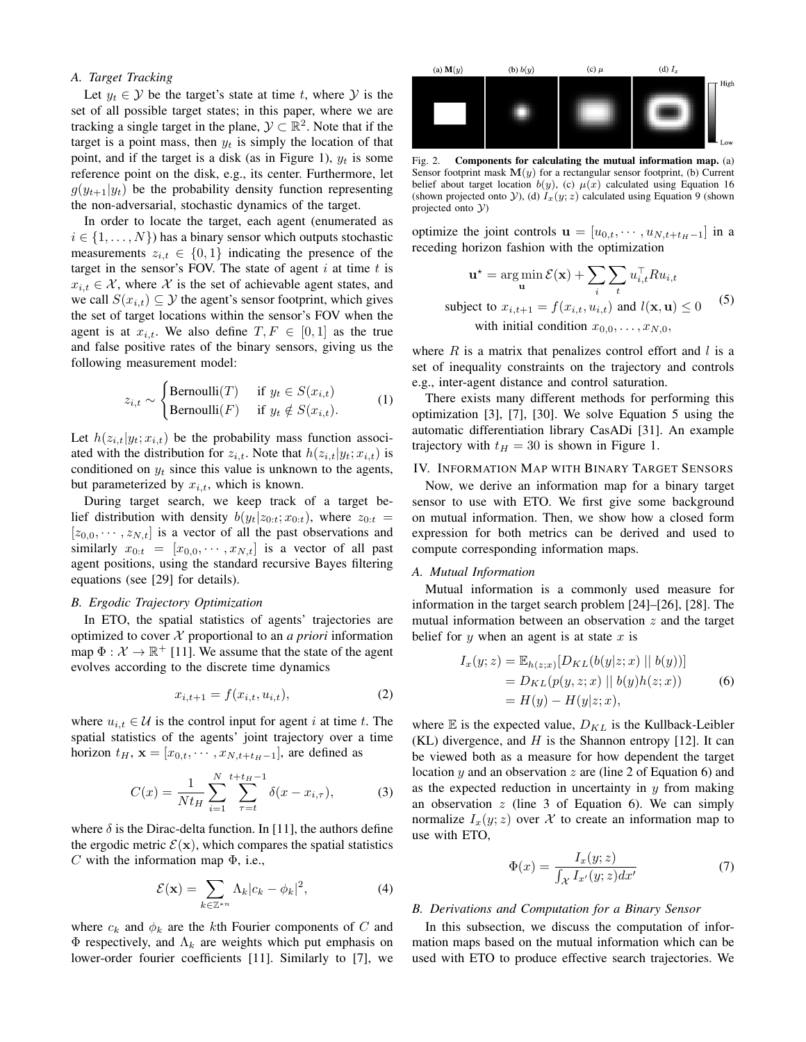### A. Target Tracking

Let $y_t \in \mathcal{Y}$ be the target's state at time $t$, where $\mathcal{Y}$ is the set of all possible target states; in this paper, where we are tracking a single target in the plane, $\mathcal{Y} \subset \mathbb{R}^2$. Note that if the target is a point mass, then $y_t$ is simply the location of that point, and if the target is a disk (as in Figure 1), $y_t$ is some reference point on the disk, e.g., its center. Furthermore, let $g(y_{t+1}|y_t)$ be the probability density function representing the non-adversarial, stochastic dynamics of the target.

In order to locate the target, each agent (enumerated as $i \in \{1, \ldots, N\}$) has a binary sensor which outputs stochastic measurements $z_{i,t} \in \{0, 1\}$ indicating the presence of the target in the sensor's FOV. The state of agent $i$ at time $t$ is $x_{i,t} \in \mathcal{X}$, where $\mathcal{X}$ is the set of achievable agent states, and we call $S(x_{i,t}) \subseteq \mathcal{Y}$ the agent's sensor footprint, which gives the set of target locations within the sensor's FOV when the agent is at $x_{i,t}$. We also define $T, F \in [0, 1]$ as the true and false positive rates of the binary sensors, giving us the following measurement model:

$$z_{i,t} \sim \begin{cases} \text{Bernoulli}(T) & \text{if } y_t \in S(x_{i,t}) \\ \text{Bernoulli}(F) & \text{if } y_t \notin S(x_{i,t}). \end{cases} \quad (1)$$

Let $h(z_{i,t}|y_t; x_{i,t})$ be the probability mass function associated with the distribution for $z_{i,t}$. Note that $h(z_{i,t}|y_t; x_{i,t})$ is conditioned on $y_t$ since this value is unknown to the agents, but parameterized by $x_{i,t}$, which is known.

During target search, we keep track of a target belief distribution with density $b(y_t|z_{0:t}; x_{0:t})$, where $z_{0:t} = [z_{0,0}, \cdots, z_{N,t}]$ is a vector of all the past observations and similarly $x_{0:t} = [x_{0,0}, \cdots, x_{N,t}]$ is a vector of all past agent positions, using the standard recursive Bayes filtering equations (see [29] for details).

### B. Ergodic Trajectory Optimization

In ETO, the spatial statistics of agents' trajectories are optimized to cover $\mathcal{X}$ proportional to an *a priori* information map $\Phi : \mathcal{X} \to \mathbb{R}^+$ [11]. We assume that the state of the agent evolves according to the discrete time dynamics

$$x_{i,t+1} = f(x_{i,t}, u_{i,t}), \quad (2)$$

where $u_{i,t} \in \mathcal{U}$ is the control input for agent $i$ at time $t$. The spatial statistics of the agents' joint trajectory over a time horizon $t_H$, $\mathbf{x} = [x_{0,t}, \cdots, x_{N,t+t_H-1}]$, are defined as

$$C(x) = \frac{1}{N t_H} \sum_{i=1}^{N} \sum_{\tau=t}^{t+t_H-1} \delta(x - x_{i,\tau}), \quad (3)$$

where $\delta$ is the Dirac-delta function. In [11], the authors define the ergodic metric $\mathcal{E}(\mathbf{x})$, which compares the spatial statistics $C$ with the information map $\Phi$, i.e.,

$$\mathcal{E}(\mathbf{x}) = \sum_{k \in \mathbb{Z}^{*n}} \Lambda_k |c_k - \phi_k|^2, \quad (4)$$

where $c_k$ and $\phi_k$ are the $k$th Fourier components of $C$ and $\Phi$ respectively, and $\Lambda_k$ are weights which put emphasis on lower-order fourier coefficients [11]. Similarly to [7], we optimize the joint controls $\mathbf{u} = [u_{0,t}, \cdots, u_{N,t+t_H-1}]$ in a receding horizon fashion with the optimization

$$\begin{gathered} \mathbf{u}^\star = \arg\min_{\mathbf{u}} \mathcal{E}(\mathbf{x}) + \sum_i \sum_t u_{i,t}^\top R u_{i,t} \\ \text{subject to } x_{i,t+1} = f(x_{i,t}, u_{i,t}) \text{ and } l(\mathbf{x}, \mathbf{u}) \leq 0 \\ \text{with initial condition } x_{0,0}, \ldots, x_{N,0}, \end{gathered} \quad (5)$$

where $R$ is a matrix that penalizes control effort and $l$ is a set of inequality constraints on the trajectory and controls e.g., inter-agent distance and control saturation.

There exists many different methods for performing this optimization [3], [7], [30]. We solve Equation 5 using the automatic differentiation library CasADi [31]. An example trajectory with $t_H = 30$ is shown in Figure 1.

Fig. 2. **Components for calculating the mutual information map.** (a) Sensor footprint mask $\mathbf{M}(y)$ for a rectangular sensor footprint, (b) Current belief about target location $b(y)$, (c) $\mu(x)$ calculated using Equation 16 (shown projected onto $\mathcal{Y}$), (d) $I_x(y; z)$ calculated using Equation 9 (shown projected onto $\mathcal{Y}$)

## IV. Information Map with Binary Target Sensors

Now, we derive an information map for a binary target sensor to use with ETO. We first give some background on mutual information. Then, we show how a closed form expression for both metrics can be derived and used to compute corresponding information maps.

### A. Mutual Information

Mutual information is a commonly used measure for information in the target search problem [24]–[26], [28]. The mutual information between an observation $z$ and the target belief for $y$ when an agent is at state $x$ is

$$\begin{aligned} I_x(y; z) &= \mathbb{E}_{h(z;x)}[D_{KL}(b(y|z; x) \mid\mid b(y))] \\ &= D_{KL}(p(y, z; x) \mid\mid b(y)h(z; x)) \\ &= H(y) - H(y|z; x), \end{aligned} \quad (6)$$

where $\mathbb{E}$ is the expected value, $D_{KL}$ is the Kullback-Leibler (KL) divergence, and $H$ is the Shannon entropy [12]. It can be viewed both as a measure for how dependent the target location $y$ and an observation $z$ are (line 2 of Equation 6) and as the expected reduction in uncertainty in $y$ from making an observation $z$ (line 3 of Equation 6). We can simply normalize $I_x(y; z)$ over $\mathcal{X}$ to create an information map to use with ETO,

$$\Phi(x) = \frac{I_x(y; z)}{\int_{\mathcal{X}} I_{x'}(y; z) dx'} \quad (7)$$

### B. Derivations and Computation for a Binary Sensor

In this subsection, we discuss the computation of information maps based on the mutual information which can be used with ETO to produce effective search trajectories. We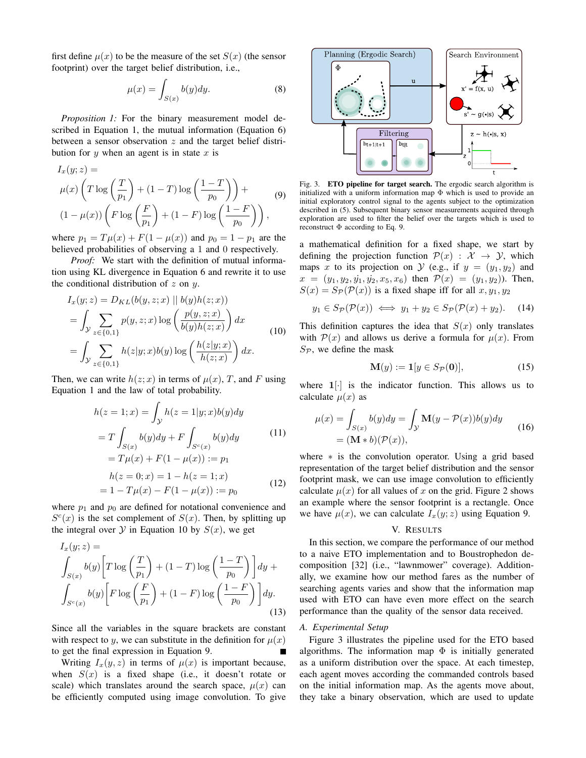first define $\mu(x)$ to be the measure of the set $S(x)$ (the sensor footprint) over the target belief distribution, i.e.,

$$\mu(x) = \int_{S(x)} b(y)dy. \tag{8}$$

*Proposition 1:* For the binary measurement model described in Equation 1, the mutual information (Equation 6) between a sensor observation $z$ and the target belief distribution for $y$ when an agent is in state $x$ is

$$\begin{aligned} I_x(y;z) = \\ \mu(x)\left(T\log\left(\frac{T}{p_1}\right) + (1-T)\log\left(\frac{1-T}{p_0}\right)\right) + \\ (1-\mu(x))\left(F\log\left(\frac{F}{p_1}\right) + (1-F)\log\left(\frac{1-F}{p_0}\right)\right), \end{aligned} \tag{9}$$

where $p_1 = T\mu(x) + F(1-\mu(x))$ and $p_0 = 1 - p_1$ are the believed probabilities of observing a 1 and 0 respectively.

*Proof:* We start with the definition of mutual information using KL divergence in Equation 6 and rewrite it to use the conditional distribution of $z$ on $y$.

$$\begin{aligned} I_x(y;z) &= D_{KL}(b(y,z;x) \mid\mid b(y)h(z;x)) \\ &= \int_{\mathcal{Y}} \sum_{z\in\{0,1\}} p(y,z;x) \log\left(\frac{p(y,z;x)}{b(y)h(z;x)}\right) dx \\ &= \int_{\mathcal{Y}} \sum_{z\in\{0,1\}} h(z|y;x)b(y) \log\left(\frac{h(z|y;x)}{h(z;x)}\right) dx. \end{aligned} \tag{10}$$

Then, we can write $h(z;x)$ in terms of $\mu(x)$, $T$, and $F$ using Equation 1 and the law of total probability.

$$\begin{aligned} h(z=1;x) &= \int_{\mathcal{Y}} h(z=1|y;x)b(y)dy \\ &= T\int_{S(x)} b(y)dy + F\int_{S^c(x)} b(y)dy \\ &= T\mu(x) + F(1-\mu(x)) := p_1 \end{aligned} \tag{11}$$

$$\begin{aligned} h(z=0;x) &= 1 - h(z=1;x) \\ &= 1 - T\mu(x) - F(1-\mu(x)) := p_0 \end{aligned} \tag{12}$$

where $p_1$ and $p_0$ are defined for notational convenience and $S^c(x)$ is the set complement of $S(x)$. Then, by splitting up the integral over $\mathcal{Y}$ in Equation 10 by $S(x)$, we get

$$\begin{aligned} I_x(y;z) = \\ \int_{S(x)} b(y)\left[T\log\left(\frac{T}{p_1}\right) + (1-T)\log\left(\frac{1-T}{p_0}\right)\right]dy + \\ \int_{S^c(x)} b(y)\left[F\log\left(\frac{F}{p_1}\right) + (1-F)\log\left(\frac{1-F}{p_0}\right)\right]dy. \end{aligned} \tag{13}$$

Since all the variables in the square brackets are constant with respect to $y$, we can substitute in the definition for $\mu(x)$ to get the final expression in Equation 9. ∎

Writing $I_x(y,z)$ in terms of $\mu(x)$ is important because, when $S(x)$ is a fixed shape (i.e., it doesn't rotate or scale) which translates around the search space, $\mu(x)$ can be efficiently computed using image convolution. To give a mathematical definition for a fixed shape, we start by defining the projection function $\mathcal{P}(x) : \mathcal{X} \rightarrow \mathcal{Y}$, which maps $x$ to its projection on $\mathcal{Y}$ (e.g., if $y = (y_1, y_2)$ and $x = (y_1, y_2, \dot{y}_1, \dot{y}_2, x_5, x_6)$ then $\mathcal{P}(x) = (y_1, y_2)$). Then, $S(x) = S_{\mathcal{P}}(\mathcal{P}(x))$ is a fixed shape iff for all $x, y_1, y_2$

$$y_1 \in S_{\mathcal{P}}(\mathcal{P}(x)) \iff y_1 + y_2 \in S_{\mathcal{P}}(\mathcal{P}(x) + y_2). \tag{14}$$

This definition captures the idea that $S(x)$ only translates with $\mathcal{P}(x)$ and allows us derive a formula for $\mu(x)$. From $S_{\mathcal{P}}$, we define the mask

$$\mathbf{M}(y) := \mathbf{1}[y \in S_{\mathcal{P}}(\mathbf{0})], \tag{15}$$

where $\mathbf{1}[\cdot]$ is the indicator function. This allows us to calculate $\mu(x)$ as

$$\begin{aligned} \mu(x) &= \int_{S(x)} b(y)dy = \int_{\mathcal{Y}} \mathbf{M}(y - \mathcal{P}(x))b(y)dy \\ &= (\mathbf{M} * b)(\mathcal{P}(x)), \end{aligned} \tag{16}$$

where $*$ is the convolution operator. Using a grid based representation of the target belief distribution and the sensor footprint mask, we can use image convolution to efficiently calculate $\mu(x)$ for all values of $x$ on the grid. Figure 2 shows an example where the sensor footprint is a rectangle. Once we have $\mu(x)$, we can calculate $I_x(y;z)$ using Equation 9.

Fig. 3. **ETO pipeline for target search.** The ergodic search algorithm is initialized with a uniform information map $\Phi$ which is used to provide an initial exploratory control signal to the agents subject to the optimization described in (5). Subsequent binary sensor measurements acquired through exploration are used to filter the belief over the targets which is used to reconstruct $\Phi$ according to Eq. 9.

## V. Results

In this section, we compare the performance of our method to a naive ETO implementation and to Boustrophedon decomposition [32] (i.e., "lawnmower" coverage). Additionally, we examine how our method fares as the number of searching agents varies and show that the information map used with ETO can have even more effect on the search performance than the quality of the sensor data received.

### A. Experimental Setup

Figure 3 illustrates the pipeline used for the ETO based algorithms. The information map $\Phi$ is initially generated as a uniform distribution over the space. At each timestep, each agent moves according the commanded controls based on the initial information map. As the agents move about, they take a binary observation, which are used to update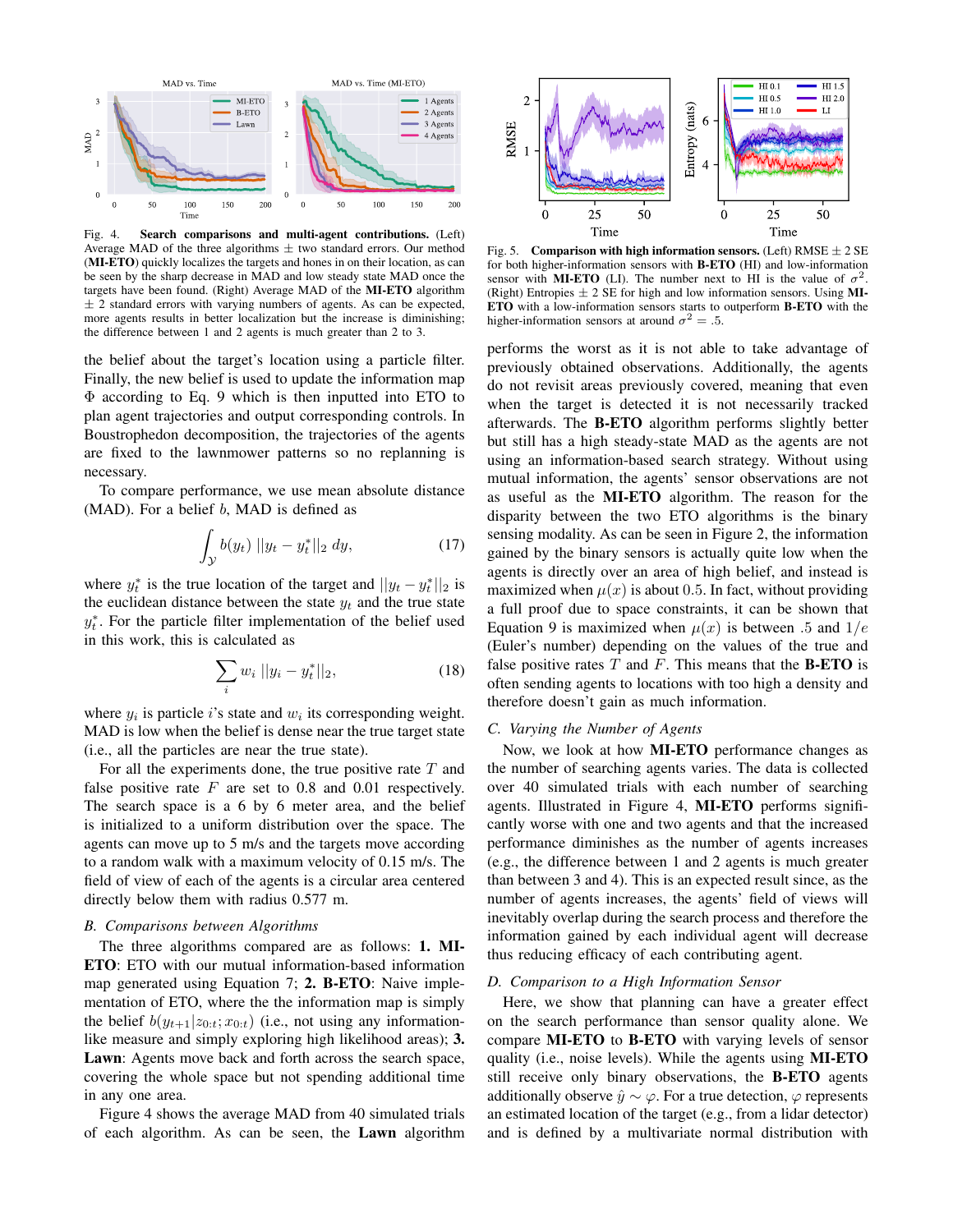Fig. 4. **Search comparisons and multi-agent contributions.** (Left) Average MAD of the three algorithms ± two standard errors. Our method (**MI-ETO**) quickly localizes the targets and hones in on their location, as can be seen by the sharp decrease in MAD and low steady state MAD once the targets have been found. (Right) Average MAD of the **MI-ETO** algorithm ± 2 standard errors with varying numbers of agents. As can be expected, more agents results in better localization but the increase is diminishing; the difference between 1 and 2 agents is much greater than 2 to 3.

the belief about the target's location using a particle filter. Finally, the new belief is used to update the information map $\Phi$ according to Eq. 9 which is then inputted into ETO to plan agent trajectories and output corresponding controls. In Boustrophedon decomposition, the trajectories of the agents are fixed to the lawnmower patterns so no replanning is necessary.

To compare performance, we use mean absolute distance (MAD). For a belief $b$, MAD is defined as

$$\int_{\mathcal{Y}} b(y_t) \; ||y_t - y_t^*||_2 \; dy, \tag{17}$$

where $y_t^*$ is the true location of the target and $||y_t - y_t^*||_2$ is the euclidean distance between the state $y_t$ and the true state $y_t^*$. For the particle filter implementation of the belief used in this work, this is calculated as

$$\sum_i w_i \; ||y_i - y_t^*||_2, \tag{18}$$

where $y_i$ is particle $i$'s state and $w_i$ its corresponding weight. MAD is low when the belief is dense near the true target state (i.e., all the particles are near the true state).

For all the experiments done, the true positive rate $T$ and false positive rate $F$ are set to 0.8 and 0.01 respectively. The search space is a 6 by 6 meter area, and the belief is initialized to a uniform distribution over the space. The agents can move up to 5 m/s and the targets move according to a random walk with a maximum velocity of 0.15 m/s. The field of view of each of the agents is a circular area centered directly below them with radius 0.577 m.

### B. Comparisons between Algorithms

The three algorithms compared are as follows: **1. MI-ETO**: ETO with our mutual information-based information map generated using Equation 7; **2. B-ETO**: Naive implementation of ETO, where the the information map is simply the belief $b(y_{t+1}|z_{0:t}; x_{0:t})$ (i.e., not using any information-like measure and simply exploring high likelihood areas); **3. Lawn**: Agents move back and forth across the search space, covering the whole space but not spending additional time in any one area.

Figure 4 shows the average MAD from 40 simulated trials of each algorithm. As can be seen, the **Lawn** algorithm performs the worst as it is not able to take advantage of previously obtained observations. Additionally, the agents do not revisit areas previously covered, meaning that even when the target is detected it is not necessarily tracked afterwards. The **B-ETO** algorithm performs slightly better but still has a high steady-state MAD as the agents are not using an information-based search strategy. Without using mutual information, the agents' sensor observations are not as useful as the **MI-ETO** algorithm. The reason for the disparity between the two ETO algorithms is the binary sensing modality. As can be seen in Figure 2, the information gained by the binary sensors is actually quite low when the agents is directly over an area of high belief, and instead is maximized when $\mu(x)$ is about 0.5. In fact, without providing a full proof due to space constraints, it can be shown that Equation 9 is maximized when $\mu(x)$ is between .5 and $1/e$ (Euler's number) depending on the values of the true and false positive rates $T$ and $F$. This means that the **B-ETO** is often sending agents to locations with too high a density and therefore doesn't gain as much information.

Fig. 5. **Comparison with high information sensors.** (Left) RMSE ± 2 SE for both higher-information sensors with **B-ETO** (HI) and low-information sensor with **MI-ETO** (LI). The number next to HI is the value of $\sigma^2$. (Right) Entropies ± 2 SE for high and low information sensors. Using **MI-ETO** with a low-information sensors starts to outperform **B-ETO** with the higher-information sensors at around $\sigma^2 = .5$.

### C. Varying the Number of Agents

Now, we look at how **MI-ETO** performance changes as the number of searching agents varies. The data is collected over 40 simulated trials with each number of searching agents. Illustrated in Figure 4, **MI-ETO** performs significantly worse with one and two agents and that the increased performance diminishes as the number of agents increases (e.g., the difference between 1 and 2 agents is much greater than between 3 and 4). This is an expected result since, as the number of agents increases, the agents' field of views will inevitably overlap during the search process and therefore the information gained by each individual agent will decrease thus reducing efficacy of each contributing agent.

### D. Comparison to a High Information Sensor

Here, we show that planning can have a greater effect on the search performance than sensor quality alone. We compare **MI-ETO** to **B-ETO** with varying levels of sensor quality (i.e., noise levels). While the agents using **MI-ETO** still receive only binary observations, the **B-ETO** agents additionally observe $\hat{y} \sim \varphi$. For a true detection, $\varphi$ represents an estimated location of the target (e.g., from a lidar detector) and is defined by a multivariate normal distribution with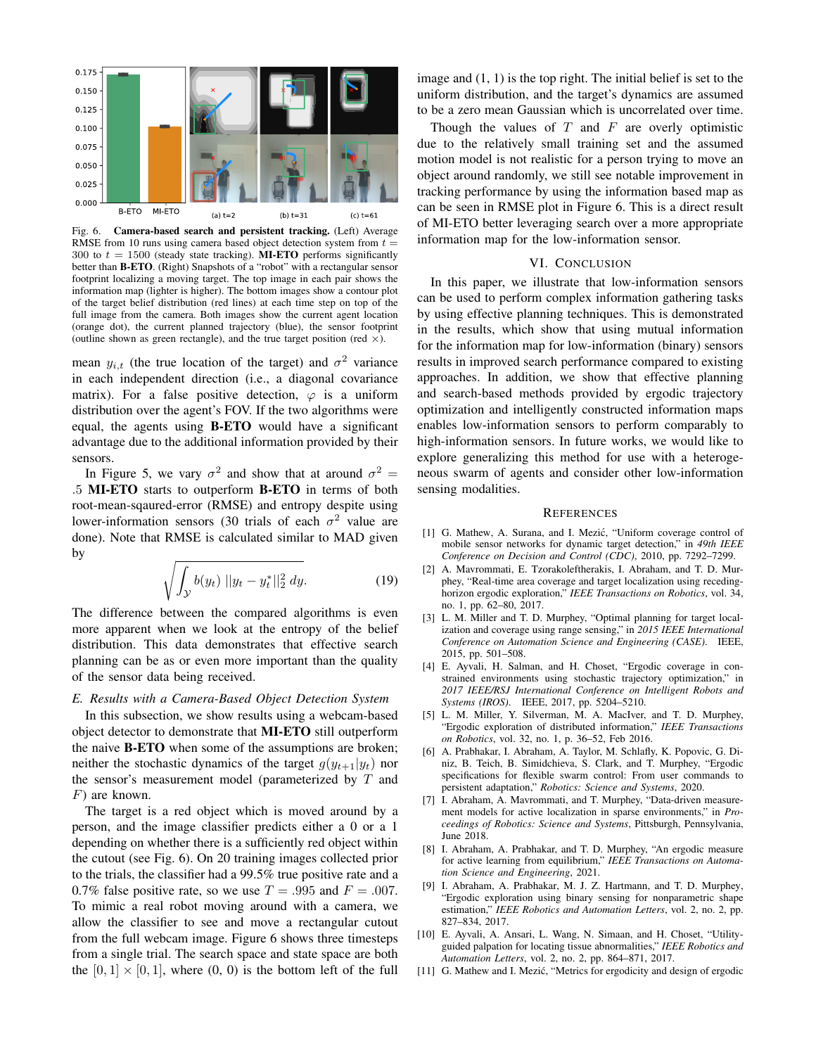Fig. 6. **Camera-based search and persistent tracking.** (Left) Average RMSE from 10 runs using camera based object detection system from $t = 300$ to $t = 1500$ (steady state tracking). **MI-ETO** performs significantly better than **B-ETO**. (Right) Snapshots of a "robot" with a rectangular sensor footprint localizing a moving target. The top image in each pair shows the information map (lighter is higher). The bottom images show a contour plot of the target belief distribution (red lines) at each time step on top of the full image from the camera. Both images show the current agent location (orange dot), the current planned trajectory (blue), the sensor footprint (outline shown as green rectangle), and the true target position (red ×).

mean $y_{i,t}$ (the true location of the target) and $\sigma^2$ variance in each independent direction (i.e., a diagonal covariance matrix). For a false positive detection, $\varphi$ is a uniform distribution over the agent's FOV. If the two algorithms were equal, the agents using **B-ETO** would have a significant advantage due to the additional information provided by their sensors.

In Figure 5, we vary $\sigma^2$ and show that at around $\sigma^2 = .5$ **MI-ETO** starts to outperform **B-ETO** in terms of both root-mean-sqaured-error (RMSE) and entropy despite using lower-information sensors (30 trials of each $\sigma^2$ value are done). Note that RMSE is calculated similar to MAD given by

$$\sqrt{\int_{\mathcal{Y}} b(y_t)\; \|y_t - y_t^*\|_2^2 \; dy}. \tag{19}$$

The difference between the compared algorithms is even more apparent when we look at the entropy of the belief distribution. This data demonstrates that effective search planning can be as or even more important than the quality of the sensor data being received.

### E. Results with a Camera-Based Object Detection System

In this subsection, we show results using a webcam-based object detector to demonstrate that **MI-ETO** still outperform the naive **B-ETO** when some of the assumptions are broken; neither the stochastic dynamics of the target $g(y_{t+1}|y_t)$ nor the sensor's measurement model (parameterized by $T$ and $F$) are known.

The target is a red object which is moved around by a person, and the image classifier predicts either a 0 or a 1 depending on whether there is a sufficiently red object within the cutout (see Fig. 6). On 20 training images collected prior to the trials, the classifier had a 99.5% true positive rate and a 0.7% false positive rate, so we use $T = .995$ and $F = .007$. To mimic a real robot moving around with a camera, we allow the classifier to see and move a rectangular cutout from the full webcam image. Figure 6 shows three timesteps from a single trial. The search space and state space are both the $[0, 1] \times [0, 1]$, where (0, 0) is the bottom left of the full image and (1, 1) is the top right. The initial belief is set to the uniform distribution, and the target's dynamics are assumed to be a zero mean Gaussian which is uncorrelated over time.

Though the values of $T$ and $F$ are overly optimistic due to the relatively small training set and the assumed motion model is not realistic for a person trying to move an object around randomly, we still see notable improvement in tracking performance by using the information based map as can be seen in RMSE plot in Figure 6. This is a direct result of MI-ETO better leveraging search over a more appropriate information map for the low-information sensor.

## VI. Conclusion

In this paper, we illustrate that low-information sensors can be used to perform complex information gathering tasks by using effective planning techniques. This is demonstrated in the results, which show that using mutual information for the information map for low-information (binary) sensors results in improved search performance compared to existing approaches. In addition, we show that effective planning and search-based methods provided by ergodic trajectory optimization and intelligently constructed information maps enables low-information sensors to perform comparably to high-information sensors. In future works, we would like to explore generalizing this method for use with a heterogeneous swarm of agents and consider other low-information sensing modalities.

## References

[1] G. Mathew, A. Surana, and I. Mezić, "Uniform coverage control of mobile sensor networks for dynamic target detection," in *49th IEEE Conference on Decision and Control (CDC)*, 2010, pp. 7292–7299.

[2] A. Mavrommati, E. Tzorakoleftherakis, I. Abraham, and T. D. Murphey, "Real-time area coverage and target localization using receding-horizon ergodic exploration," *IEEE Transactions on Robotics*, vol. 34, no. 1, pp. 62–80, 2017.

[3] L. M. Miller and T. D. Murphey, "Optimal planning for target localization and coverage using range sensing," in *2015 IEEE International Conference on Automation Science and Engineering (CASE)*. IEEE, 2015, pp. 501–508.

[4] E. Ayvali, H. Salman, and H. Choset, "Ergodic coverage in constrained environments using stochastic trajectory optimization," in *2017 IEEE/RSJ International Conference on Intelligent Robots and Systems (IROS)*. IEEE, 2017, pp. 5204–5210.

[5] L. M. Miller, Y. Silverman, M. A. MacIver, and T. D. Murphey, "Ergodic exploration of distributed information," *IEEE Transactions on Robotics*, vol. 32, no. 1, pp. 36–52, Feb 2016.

[6] A. Prabhakar, I. Abraham, A. Taylor, M. Schlafly, K. Popovic, G. Diniz, B. Teich, B. Simidchieva, S. Clark, and T. Murphey, "Ergodic specifications for flexible swarm control: From user commands to persistent adaptation," *Robotics: Science and Systems*, 2020.

[7] I. Abraham, A. Mavrommati, and T. Murphey, "Data-driven measurement models for active localization in sparse environments," in *Proceedings of Robotics: Science and Systems*, Pittsburgh, Pennsylvania, June 2018.

[8] I. Abraham, A. Prabhakar, and T. D. Murphey, "An ergodic measure for active learning from equilibrium," *IEEE Transactions on Automation Science and Engineering*, 2021.

[9] I. Abraham, A. Prabhakar, M. J. Z. Hartmann, and T. D. Murphey, "Ergodic exploration using binary sensing for nonparametric shape estimation," *IEEE Robotics and Automation Letters*, vol. 2, no. 2, pp. 827–834, 2017.

[10] E. Ayvali, A. Ansari, L. Wang, N. Simaan, and H. Choset, "Utility-guided palpation for locating tissue abnormalities," *IEEE Robotics and Automation Letters*, vol. 2, no. 2, pp. 864–871, 2017.

[11] G. Mathew and I. Mezić, "Metrics for ergodicity and design of ergodic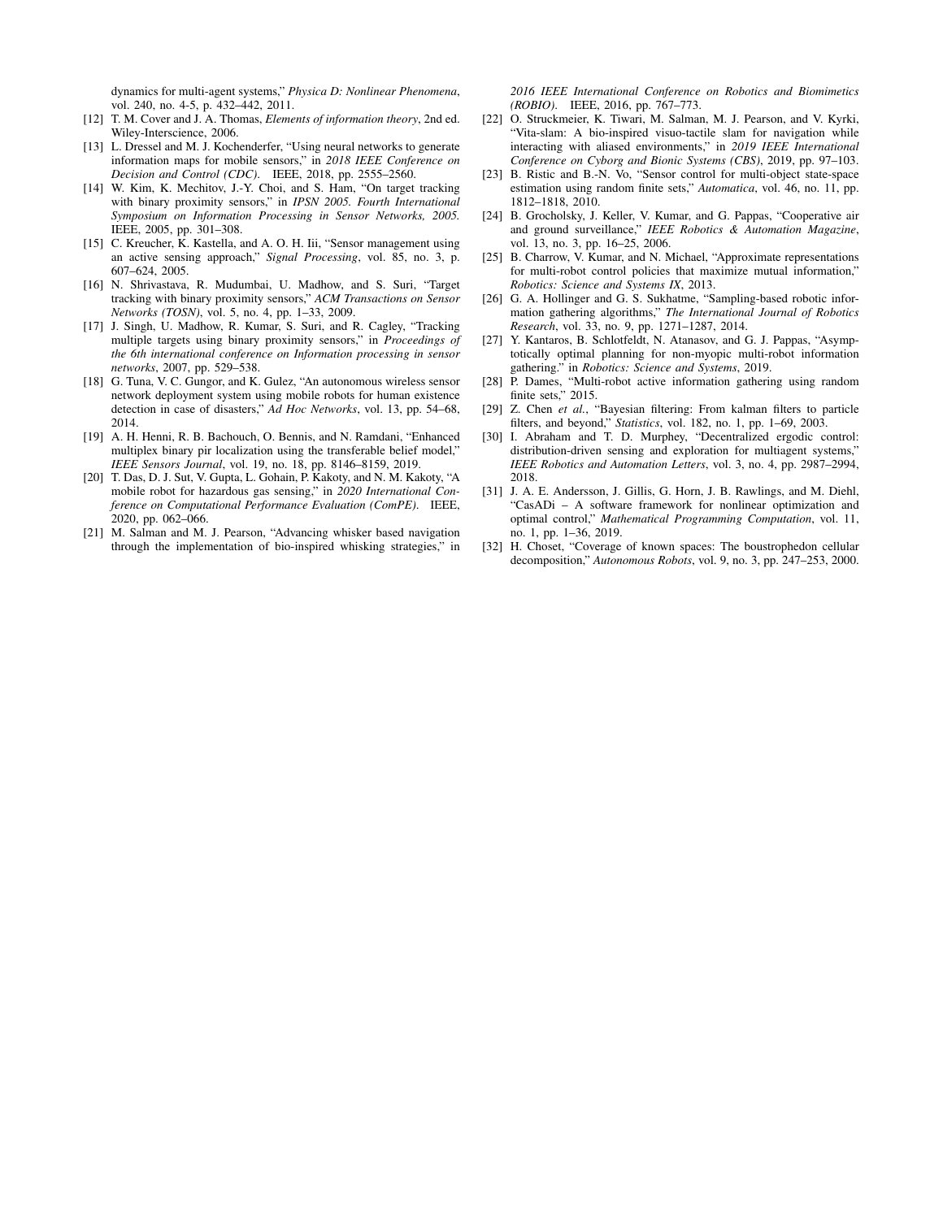dynamics for multi-agent systems," *Physica D: Nonlinear Phenomena*, vol. 240, no. 4-5, p. 432–442, 2011.

[12] T. M. Cover and J. A. Thomas, *Elements of information theory*, 2nd ed. Wiley-Interscience, 2006.

[13] L. Dressel and M. J. Kochenderfer, "Using neural networks to generate information maps for mobile sensors," in *2018 IEEE Conference on Decision and Control (CDC)*. IEEE, 2018, pp. 2555–2560.

[14] W. Kim, K. Mechitov, J.-Y. Choi, and S. Ham, "On target tracking with binary proximity sensors," in *IPSN 2005. Fourth International Symposium on Information Processing in Sensor Networks, 2005.* IEEE, 2005, pp. 301–308.

[15] C. Kreucher, K. Kastella, and A. O. H. Iii, "Sensor management using an active sensing approach," *Signal Processing*, vol. 85, no. 3, p. 607–624, 2005.

[16] N. Shrivastava, R. Mudumbai, U. Madhow, and S. Suri, "Target tracking with binary proximity sensors," *ACM Transactions on Sensor Networks (TOSN)*, vol. 5, no. 4, pp. 1–33, 2009.

[17] J. Singh, U. Madhow, R. Kumar, S. Suri, and R. Cagley, "Tracking multiple targets using binary proximity sensors," in *Proceedings of the 6th international conference on Information processing in sensor networks*, 2007, pp. 529–538.

[18] G. Tuna, V. C. Gungor, and K. Gulez, "An autonomous wireless sensor network deployment system using mobile robots for human existence detection in case of disasters," *Ad Hoc Networks*, vol. 13, pp. 54–68, 2014.

[19] A. H. Henni, R. B. Bachouch, O. Bennis, and N. Ramdani, "Enhanced multiplex binary pir localization using the transferable belief model," *IEEE Sensors Journal*, vol. 19, no. 18, pp. 8146–8159, 2019.

[20] T. Das, D. J. Sut, V. Gupta, L. Gohain, P. Kakoty, and N. M. Kakoty, "A mobile robot for hazardous gas sensing," in *2020 International Conference on Computational Performance Evaluation (ComPE)*. IEEE, 2020, pp. 062–066.

[21] M. Salman and M. J. Pearson, "Advancing whisker based navigation through the implementation of bio-inspired whisking strategies," in *2016 IEEE International Conference on Robotics and Biomimetics (ROBIO)*. IEEE, 2016, pp. 767–773.

[22] O. Struckmeier, K. Tiwari, M. Salman, M. J. Pearson, and V. Kyrki, "Vita-slam: A bio-inspired visuo-tactile slam for navigation while interacting with aliased environments," in *2019 IEEE International Conference on Cyborg and Bionic Systems (CBS)*, 2019, pp. 97–103.

[23] B. Ristic and B.-N. Vo, "Sensor control for multi-object state-space estimation using random finite sets," *Automatica*, vol. 46, no. 11, pp. 1812–1818, 2010.

[24] B. Grocholsky, J. Keller, V. Kumar, and G. Pappas, "Cooperative air and ground surveillance," *IEEE Robotics & Automation Magazine*, vol. 13, no. 3, pp. 16–25, 2006.

[25] B. Charrow, V. Kumar, and N. Michael, "Approximate representations for multi-robot control policies that maximize mutual information," *Robotics: Science and Systems IX*, 2013.

[26] G. A. Hollinger and G. S. Sukhatme, "Sampling-based robotic information gathering algorithms," *The International Journal of Robotics Research*, vol. 33, no. 9, pp. 1271–1287, 2014.

[27] Y. Kantaros, B. Schlotfeldt, N. Atanasov, and G. J. Pappas, "Asymptotically optimal planning for non-myopic multi-robot information gathering." in *Robotics: Science and Systems*, 2019.

[28] P. Dames, "Multi-robot active information gathering using random finite sets," 2015.

[29] Z. Chen *et al.*, "Bayesian filtering: From kalman filters to particle filters, and beyond," *Statistics*, vol. 182, no. 1, pp. 1–69, 2003.

[30] I. Abraham and T. D. Murphey, "Decentralized ergodic control: distribution-driven sensing and exploration for multiagent systems," *IEEE Robotics and Automation Letters*, vol. 3, no. 4, pp. 2987–2994, 2018.

[31] J. A. E. Andersson, J. Gillis, G. Horn, J. B. Rawlings, and M. Diehl, "CasADi – A software framework for nonlinear optimization and optimal control," *Mathematical Programming Computation*, vol. 11, no. 1, pp. 1–36, 2019.

[32] H. Choset, "Coverage of known spaces: The boustrophedon cellular decomposition," *Autonomous Robots*, vol. 9, no. 3, pp. 247–253, 2000.